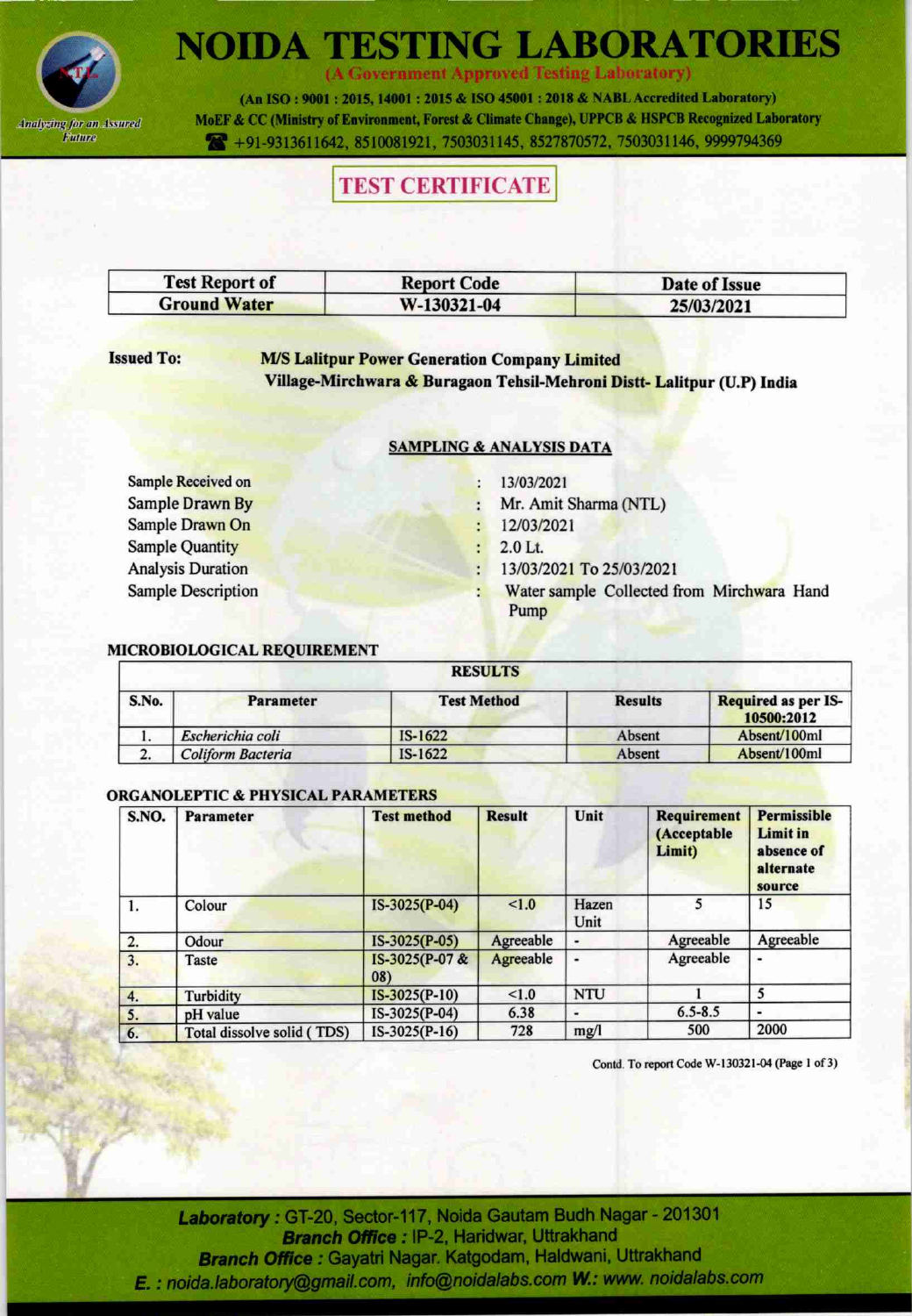# NOIDA TESTING LABORATORIES

(A Government Approved Testing Laboratory)

(An ISO : 9001 : 2015, 14001 : 2015 & ISO 45001 : 2018 & NABL Accredited Laboratory)
MoEF & CC (Ministry of Environment, Forest & Climate Change), UPPCB & HSPCB Recognized Laboratory
+91-9313611642, 8510081921, 7503031145, 8527870572, 7503031146, 9999794369

Analyzing for an Assured Future

## TEST CERTIFICATE

| Test Report of | Report Code | Date of Issue |
|---|---|---|
| Ground Water | W-130321-04 | 25/03/2021 |

**Issued To:** **M/S Lalitpur Power Generation Company Limited**
**Village-Mirchwara & Buragaon Tehsil-Mehroni Distt- Lalitpur (U.P) India**

### SAMPLING & ANALYSIS DATA

| | | |
|---|---|---|
| Sample Received on | : | 13/03/2021 |
| Sample Drawn By | : | Mr. Amit Sharma (NTL) |
| Sample Drawn On | : | 12/03/2021 |
| Sample Quantity | : | 2.0 Lt. |
| Analysis Duration | : | 13/03/2021 To 25/03/2021 |
| Sample Description | : | Water sample Collected from Mirchwara Hand Pump |

### MICROBIOLOGICAL REQUIREMENT

| RESULTS | | | | |
|---|---|---|---|---|
| **S.No.** | **Parameter** | **Test Method** | **Results** | **Required as per IS-10500:2012** |
| 1. | *Escherichia coli* | IS-1622 | Absent | Absent/100ml |
| 2. | *Coliform Bacteria* | IS-1622 | Absent | Absent/100ml |

### ORGANOLEPTIC & PHYSICAL PARAMETERS

| S.NO. | Parameter | Test method | Result | Unit | Requirement (Acceptable Limit) | Permissible Limit in absence of alternate source |
|---|---|---|---|---|---|---|
| 1. | Colour | IS-3025(P-04) | <1.0 | Hazen Unit | 5 | 15 |
| 2. | Odour | IS-3025(P-05) | Agreeable | - | Agreeable | Agreeable |
| 3. | Taste | IS-3025(P-07 & 08) | Agreeable | - | Agreeable | - |
| 4. | Turbidity | IS-3025(P-10) | <1.0 | NTU | 1 | 5 |
| 5. | pH value | IS-3025(P-04) | 6.38 | - | 6.5-8.5 | - |
| 6. | Total dissolve solid ( TDS) | IS-3025(P-16) | 728 | mg/l | 500 | 2000 |

Contd. To report Code W-130321-04 (Page 1 of 3)

***Laboratory :*** GT-20, Sector-117, Noida Gautam Budh Nagar - 201301
***Branch Office :*** IP-2, Haridwar, Uttrakhand
***Branch Office :*** Gayatri Nagar, Katgodam, Haldwani, Uttrakhand
***E. :*** *noida.laboratory@gmail.com, info@noidalabs.com* ***W.:*** *www. noidalabs.com*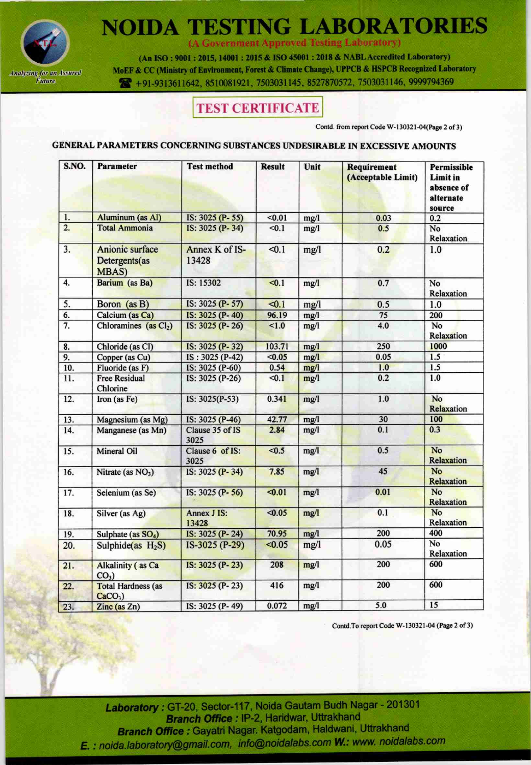# NOIDA TESTING LABORATORIES

(A Government Approved Testing Laboratory)

(An ISO : 9001 : 2015, 14001 : 2015 & ISO 45001 : 2018 & NABL Accredited Laboratory)
MoEF & CC (Ministry of Environment, Forest & Climate Change), UPPCB & HSPCB Recognized Laboratory
+91-9313611642, 8510081921, 7503031145, 8527870572, 7503031146, 9999794369

*Analyzing for an Assured Future*

## TEST CERTIFICATE

Contd. from report Code W-130321-04(Page 2 of 3)

### GENERAL PARAMETERS CONCERNING SUBSTANCES UNDESIRABLE IN EXCESSIVE AMOUNTS

| S.NO. | Parameter | Test method | Result | Unit | Requirement (Acceptable Limit) | Permissible Limit in absence of alternate source |
|---|---|---|---|---|---|---|
| 1. | Aluminum (as Al) | IS: 3025 (P- 55) | <0.01 | mg/l | 0.03 | 0.2 |
| 2. | Total Ammonia | IS: 3025 (P- 34) | <0.1 | mg/l | 0.5 | No Relaxation |
| 3. | Anionic surface Detergents(as MBAS) | Annex K of IS-13428 | <0.1 | mg/l | 0.2 | 1.0 |
| 4. | Barium (as Ba) | IS: 15302 | <0.1 | mg/l | 0.7 | No Relaxation |
| 5. | Boron (as B) | IS: 3025 (P- 57) | <0.1 | mg/l | 0.5 | 1.0 |
| 6. | Calcium (as Ca) | IS: 3025 (P- 40) | 96.19 | mg/l | 75 | 200 |
| 7. | Chloramines (as $Cl_2$) | IS: 3025 (P- 26) | <1.0 | mg/l | 4.0 | No Relaxation |
| 8. | Chloride (as Cl) | IS: 3025 (P- 32) | 103.71 | mg/l | 250 | 1000 |
| 9. | Copper (as Cu) | IS : 3025 (P-42) | <0.05 | mg/l | 0.05 | 1.5 |
| 10. | Fluoride (as F) | IS: 3025 (P-60) | 0.54 | mg/l | 1.0 | 1.5 |
| 11. | Free Residual Chlorine | IS: 3025 (P-26) | <0.1 | mg/l | 0.2 | 1.0 |
| 12. | Iron (as Fe) | IS: 3025(P-53) | 0.341 | mg/l | 1.0 | No Relaxation |
| 13. | Magnesium (as Mg) | IS: 3025 (P-46) | 42.77 | mg/l | 30 | 100 |
| 14. | Manganese (as Mn) | Clause 35 of IS 3025 | 2.84 | mg/l | 0.1 | 0.3 |
| 15. | Mineral Oil | Clause 6 of IS: 3025 | <0.5 | mg/l | 0.5 | No Relaxation |
| 16. | Nitrate (as $NO_3$) | IS: 3025 (P- 34) | 7.85 | mg/l | 45 | No Relaxation |
| 17. | Selenium (as Se) | IS: 3025 (P- 56) | <0.01 | mg/l | 0.01 | No Relaxation |
| 18. | Silver (as Ag) | Annex J IS: 13428 | <0.05 | mg/l | 0.1 | No Relaxation |
| 19. | Sulphate (as $SO_4$) | IS: 3025 (P- 24) | 70.95 | mg/l | 200 | 400 |
| 20. | Sulphide(as $H_2S$) | IS-3025 (P-29) | <0.05 | mg/l | 0.05 | No Relaxation |
| 21. | Alkalinity ( as Ca $CO_3$) | IS: 3025 (P- 23) | 208 | mg/l | 200 | 600 |
| 22. | Total Hardness (as $CaCO_3$) | IS: 3025 (P- 23) | 416 | mg/l | 200 | 600 |
| 23. | Zinc (as Zn) | IS: 3025 (P- 49) | 0.072 | mg/l | 5.0 | 15 |

Contd.To report Code W-130321-04 (Page 2 of 3)

**Laboratory :** GT-20, Sector-117, Noida Gautam Budh Nagar - 201301
**Branch Office :** IP-2, Haridwar, Uttrakhand
**Branch Office :** Gayatri Nagar. Katgodam, Haldwani, Uttrakhand
**E. :** noida.laboratory@gmail.com, info@noidalabs.com **W.:** www. noidalabs.com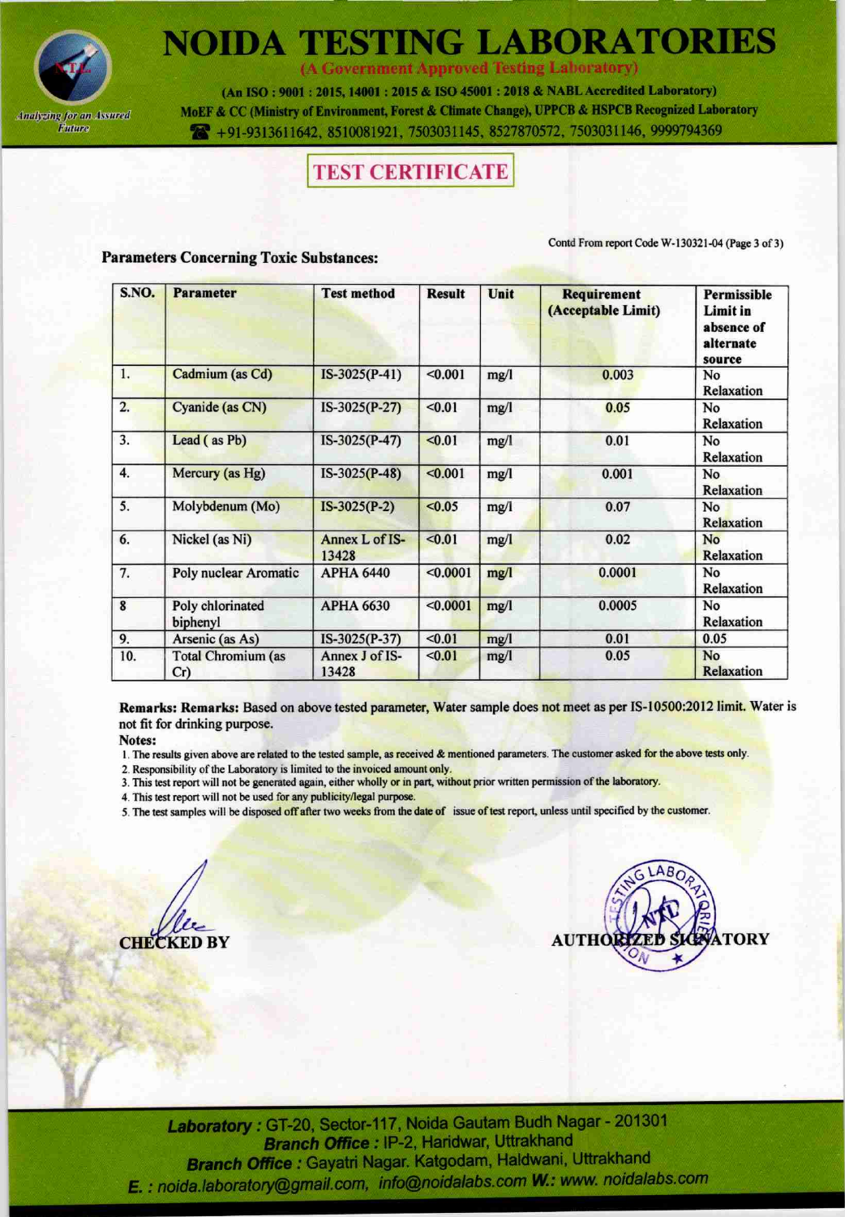# NOIDA TESTING LABORATORIES

(A Government Approved Testing Laboratory)

(An ISO : 9001 : 2015, 14001 : 2015 & ISO 45001 : 2018 & NABL Accredited Laboratory)
MoEF & CC (Ministry of Environment, Forest & Climate Change), UPPCB & HSPCB Recognized Laboratory
+91-9313611642, 8510081921, 7503031145, 8527870572, 7503031146, 9999794369

## TEST CERTIFICATE

Contd From report Code W-130321-04 (Page 3 of 3)

**Parameters Concerning Toxic Substances:**

| S.NO. | Parameter | Test method | Result | Unit | Requirement (Acceptable Limit) | Permissible Limit in absence of alternate source |
|---|---|---|---|---|---|---|
| 1. | Cadmium (as Cd) | IS-3025(P-41) | <0.001 | mg/l | 0.003 | No Relaxation |
| 2. | Cyanide (as CN) | IS-3025(P-27) | <0.01 | mg/l | 0.05 | No Relaxation |
| 3. | Lead ( as Pb) | IS-3025(P-47) | <0.01 | mg/l | 0.01 | No Relaxation |
| 4. | Mercury (as Hg) | IS-3025(P-48) | <0.001 | mg/l | 0.001 | No Relaxation |
| 5. | Molybdenum (Mo) | IS-3025(P-2) | <0.05 | mg/l | 0.07 | No Relaxation |
| 6. | Nickel (as Ni) | Annex L of IS-13428 | <0.01 | mg/l | 0.02 | No Relaxation |
| 7. | Poly nuclear Aromatic | APHA 6440 | <0.0001 | mg/l | 0.0001 | No Relaxation |
| 8 | Poly chlorinated biphenyl | APHA 6630 | <0.0001 | mg/l | 0.0005 | No Relaxation |
| 9. | Arsenic (as As) | IS-3025(P-37) | <0.01 | mg/l | 0.01 | 0.05 |
| 10. | Total Chromium (as Cr) | Annex J of IS-13428 | <0.01 | mg/l | 0.05 | No Relaxation |

**Remarks: Remarks:** Based on above tested parameter, Water sample does not meet as per IS-10500:2012 limit. Water is not fit for drinking purpose.

**Notes:**

1. The results given above are related to the tested sample, as received & mentioned parameters. The customer asked for the above tests only.
2. Responsibility of the Laboratory is limited to the invoiced amount only.
3. This test report will not be generated again, either wholly or in part, without prior written permission of the laboratory.
4. This test report will not be used for any publicity/legal purpose.
5. The test samples will be disposed off after two weeks from the date of issue of test report, unless until specified by the customer.

**CHECKED BY**

**AUTHORIZED SIGNATORY**

***Laboratory :*** GT-20, Sector-117, Noida Gautam Budh Nagar - 201301
***Branch Office :*** IP-2, Haridwar, Uttrakhand
***Branch Office :*** Gayatri Nagar. Katgodam, Haldwani, Uttrakhand
***E. :*** *noida.laboratory@gmail.com, info@noidalabs.com* ***W.:*** *www. noidalabs.com*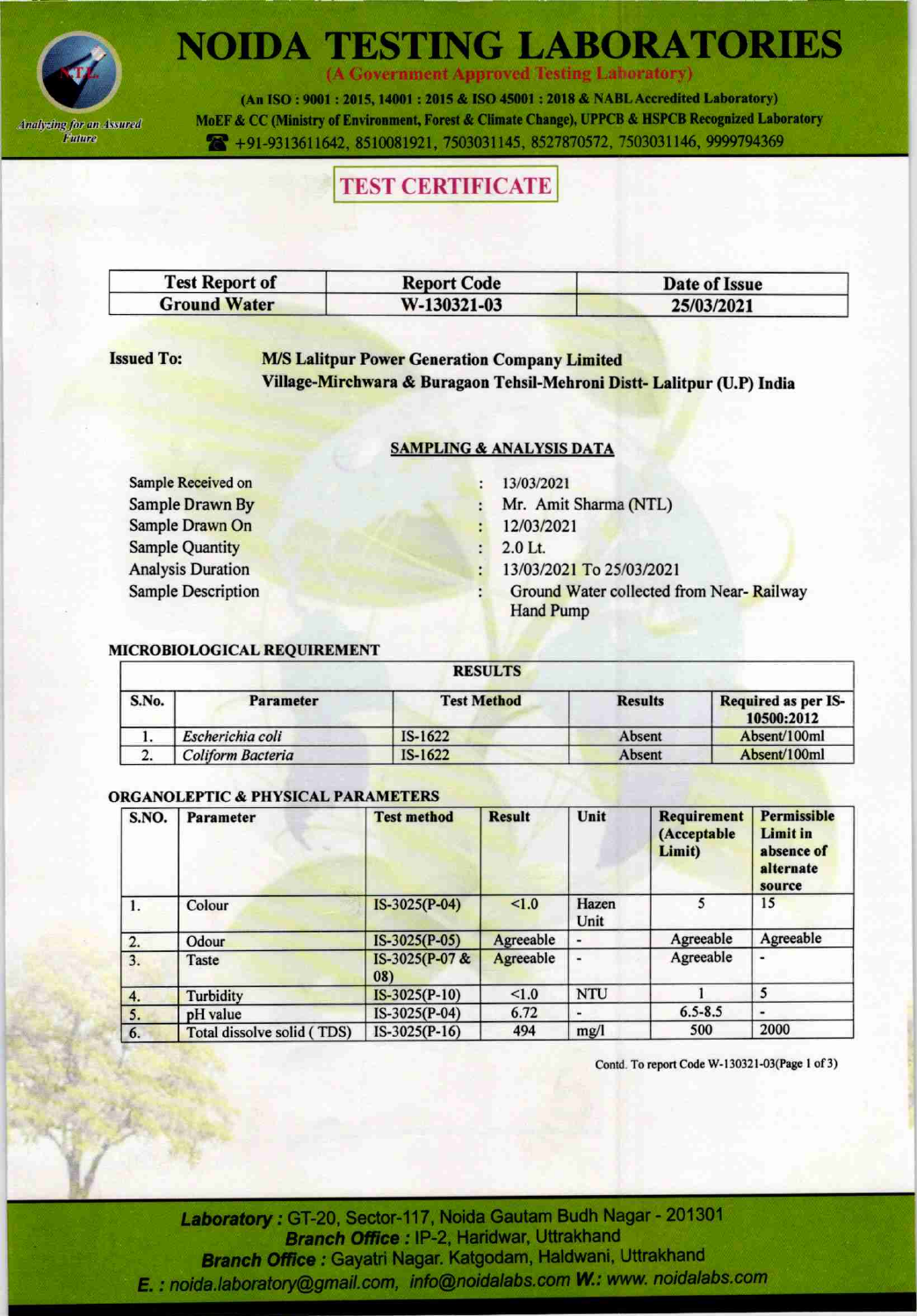# NOIDA TESTING LABORATORIES

(A Government Approved Testing Laboratory)

(An ISO : 9001 : 2015, 14001 : 2015 & ISO 45001 : 2018 & NABL Accredited Laboratory)
MoEF & CC (Ministry of Environment, Forest & Climate Change), UPPCB & HSPCB Recognized Laboratory
+91-9313611642, 8510081921, 7503031145, 8527870572, 7503031146, 9999794369

Analyzing for an Assured Future

## TEST CERTIFICATE

| Test Report of | Report Code | Date of Issue |
|---|---|---|
| Ground Water | W-130321-03 | 25/03/2021 |

**Issued To:** **M/S Lalitpur Power Generation Company Limited**
**Village-Mirchwara & Buragaon Tehsil-Mehroni Distt- Lalitpur (U.P) India**

### SAMPLING & ANALYSIS DATA

| | | |
|---|---|---|
| Sample Received on | : | 13/03/2021 |
| Sample Drawn By | : | Mr. Amit Sharma (NTL) |
| Sample Drawn On | : | 12/03/2021 |
| Sample Quantity | : | 2.0 Lt. |
| Analysis Duration | : | 13/03/2021 To 25/03/2021 |
| Sample Description | : | Ground Water collected from Near- Railway Hand Pump |

### MICROBIOLOGICAL REQUIREMENT

| RESULTS | | | | |
|---|---|---|---|---|
| **S.No.** | **Parameter** | **Test Method** | **Results** | **Required as per IS-10500:2012** |
| 1. | *Escherichia coli* | IS-1622 | Absent | Absent/100ml |
| 2. | *Coliform Bacteria* | IS-1622 | Absent | Absent/100ml |

### ORGANOLEPTIC & PHYSICAL PARAMETERS

| S.NO. | Parameter | Test method | Result | Unit | Requirement (Acceptable Limit) | Permissible Limit in absence of alternate source |
|---|---|---|---|---|---|---|
| 1. | Colour | IS-3025(P-04) | <1.0 | Hazen Unit | 5 | 15 |
| 2. | Odour | IS-3025(P-05) | Agreeable | - | Agreeable | Agreeable |
| 3. | Taste | IS-3025(P-07 & 08) | Agreeable | - | Agreeable | - |
| 4. | Turbidity | IS-3025(P-10) | <1.0 | NTU | 1 | 5 |
| 5. | pH value | IS-3025(P-04) | 6.72 | - | 6.5-8.5 | - |
| 6. | Total dissolve solid ( TDS) | IS-3025(P-16) | 494 | mg/l | 500 | 2000 |

Contd. To report Code W-130321-03(Page 1 of 3)

***Laboratory :*** GT-20, Sector-117, Noida Gautam Budh Nagar - 201301
***Branch Office :*** IP-2, Haridwar, Uttrakhand
***Branch Office :*** Gayatri Nagar. Katgodam, Haldwani, Uttrakhand
***E. :*** *noida.laboratory@gmail.com, info@noidalabs.com* ***W.:*** *www. noidalabs.com*